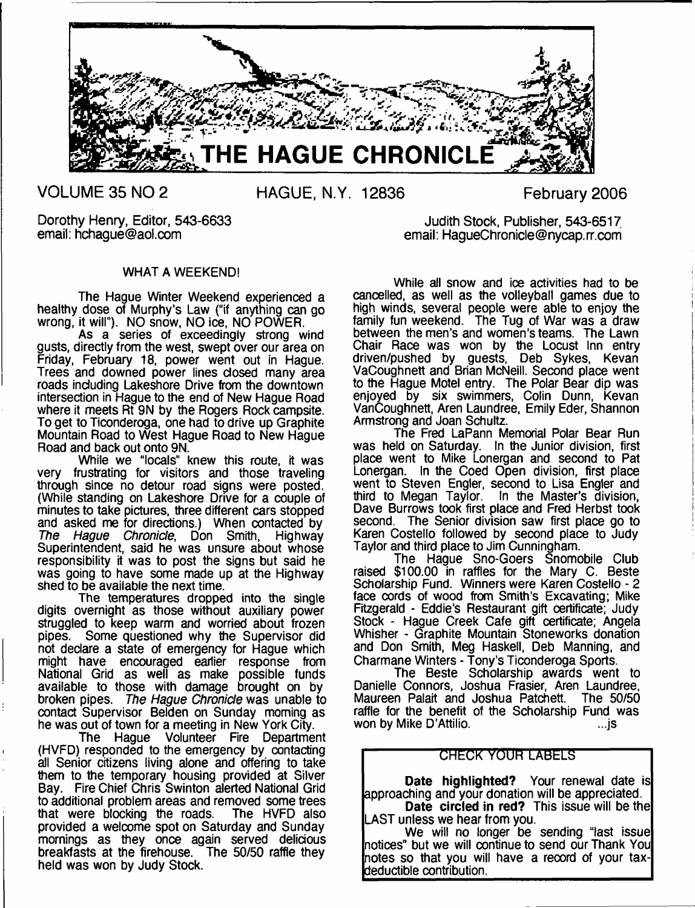# THE HAGUE CHRONICLE

VOLUME 35 NO 2 HAGUE, N.Y. 12836 February 2006

Dorothy Henry, Editor, 543-6633
email: hchague@aol.com

Judith Stock, Publisher, 543-6517
email: HagueChronicle@nycap.rr.com

## WHAT A WEEKEND!

The Hague Winter Weekend experienced a healthy dose of Murphy's Law ("if anything can go wrong, it will"). NO snow, NO ice, NO POWER.

As a series of exceedingly strong wind gusts, directly from the west, swept over our area on Friday, February 18, power went out in Hague. Trees and downed power lines closed many area roads including Lakeshore Drive from the downtown intersection in Hague to the end of New Hague Road where it meets Rt 9N by the Rogers Rock campsite. To get to Ticonderoga, one had to drive up Graphite Mountain Road to West Hague Road to New Hague Road and back out onto 9N.

While we "locals" knew this route, it was very frustrating for visitors and those traveling through since no detour road signs were posted. (While standing on Lakeshore Drive for a couple of minutes to take pictures, three different cars stopped and asked me for directions.) When contacted by *The Hague Chronicle*, Don Smith, Highway Superintendent, said he was unsure about whose responsibility it was to post the signs but said he was going to have some made up at the Highway shed to be available the next time.

The temperatures dropped into the single digits overnight as those without auxiliary power struggled to keep warm and worried about frozen pipes. Some questioned why the Supervisor did not declare a state of emergency for Hague which might have encouraged earlier response from National Grid as well as make possible funds available to those with damage brought on by broken pipes. *The Hague Chronicle* was unable to contact Supervisor Belden on Sunday morning as he was out of town for a meeting in New York City.

The Hague Volunteer Fire Department (HVFD) responded to the emergency by contacting all Senior citizens living alone and offering to take them to the temporary housing provided at Silver Bay. Fire Chief Chris Swinton alerted National Grid to additional problem areas and removed some trees that were blocking the roads. The HVFD also provided a welcome spot on Saturday and Sunday mornings as they once again served delicious breakfasts at the firehouse. The 50/50 raffle they held was won by Judy Stock.

While all snow and ice activities had to be cancelled, as well as the volleyball games due to high winds, several people were able to enjoy the family fun weekend. The Tug of War was a draw between the men's and women's teams. The Lawn Chair Race was won by the Locust Inn entry driven/pushed by guests, Deb Sykes, Kevan VaCoughnett and Brian McNeill. Second place went to the Hague Motel entry. The Polar Bear dip was enjoyed by six swimmers, Colin Dunn, Kevan VanCoughnett, Aren Laundree, Emily Eder, Shannon Armstrong and Joan Schultz.

The Fred LaPann Memorial Polar Bear Run was held on Saturday. In the Junior division, first place went to Mike Lonergan and second to Pat Lonergan. In the Coed Open division, first place went to Steven Engler, second to Lisa Engler and third to Megan Taylor. In the Master's division, Dave Burrows took first place and Fred Herbst took second. The Senior division saw first place go to Karen Costello followed by second place to Judy Taylor and third place to Jim Cunningham.

The Hague Sno-Goers Snomobile Club raised $100.00 in raffles for the Mary C. Beste Scholarship Fund. Winners were Karen Costello - 2 face cords of wood from Smith's Excavating; Mike Fitzgerald - Eddie's Restaurant gift certificate; Judy Stock - Hague Creek Cafe gift certificate; Angela Whisher - Graphite Mountain Stoneworks donation and Don Smith, Meg Haskell, Deb Manning, and Charmane Winters - Tony's Ticonderoga Sports.

The Beste Scholarship awards went to Danielle Connors, Joshua Frasier, Aren Laundree, Maureen Palait and Joshua Patchett. The 50/50 raffle for the benefit of the Scholarship Fund was won by Mike D'Attilio. ...js

## CHECK YOUR LABELS

**Date highlighted?** Your renewal date is approaching and your donation will be appreciated.

**Date circled in red?** This issue will be the LAST unless we hear from you.

We will no longer be sending "last issue notices" but we will continue to send our Thank You notes so that you will have a record of your tax-deductible contribution.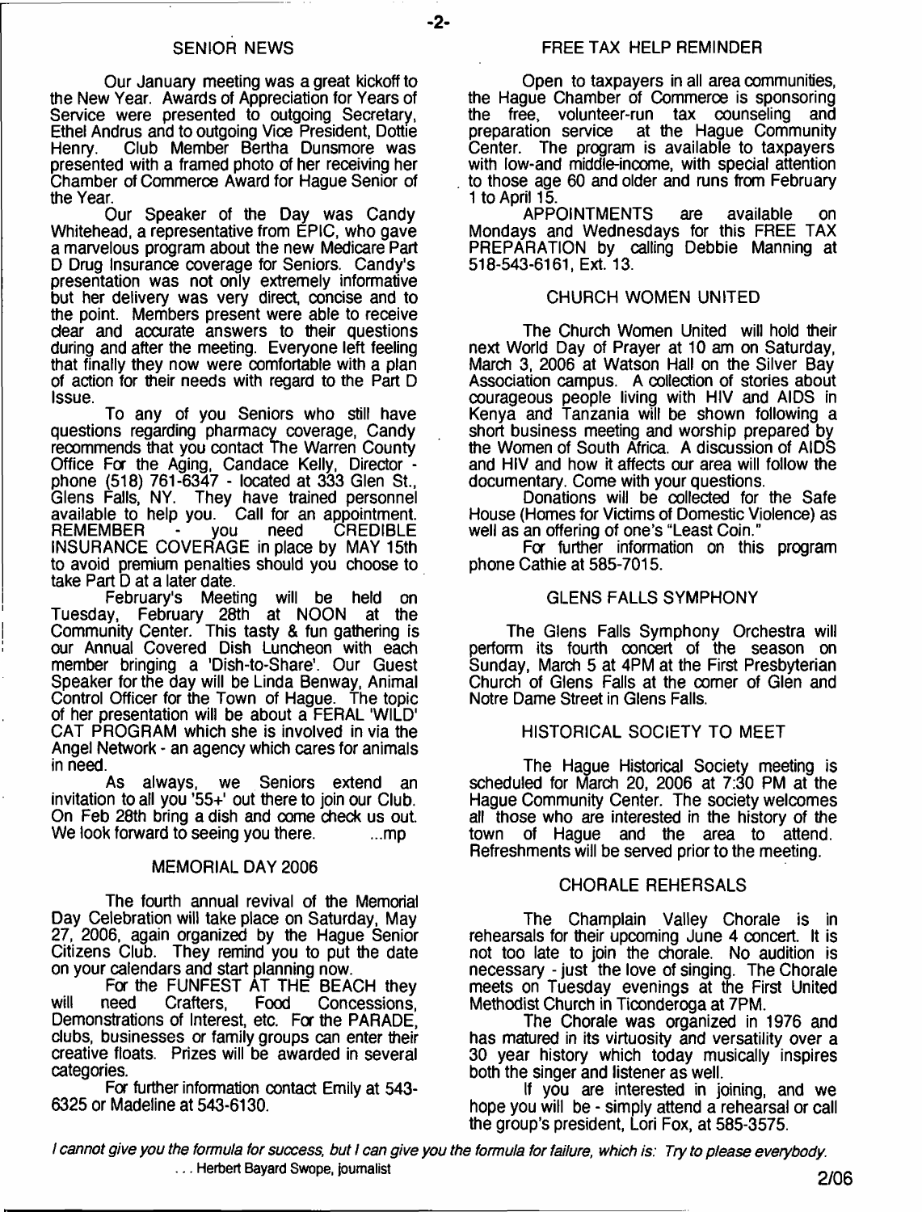## SENIOR NEWS

Our January meeting was a great kickoff to the New Year. Awards of Appreciation for Years of Service were presented to outgoing Secretary, Ethel Andrus and to outgoing Vice President, Dottie Henry. Club Member Bertha Dunsmore was presented with a framed photo of her receiving her Chamber of Commerce Award for Hague Senior of the Year.

Our Speaker of the Day was Candy Whitehead, a representative from EPIC, who gave a marvelous program about the new Medicare Part D Drug Insurance coverage for Seniors. Candy's presentation was not only extremely informative but her delivery was very direct, concise and to the point. Members present were able to receive clear and accurate answers to their questions during and after the meeting. Everyone left feeling that finally they now were comfortable with a plan of action for their needs with regard to the Part D Issue.

To any of you Seniors who still have questions regarding pharmacy coverage, Candy recommends that you contact The Warren County Office For the Aging, Candace Kelly, Director - phone (518) 761-6347 - located at 333 Glen St., Glens Falls, NY. They have trained personnel available to help you. Call for an appointment. REMEMBER - you need CREDIBLE INSURANCE COVERAGE in place by MAY 15th to avoid premium penalties should you choose to take Part D at a later date.

February's Meeting will be held on Tuesday, February 28th at NOON at the Community Center. This tasty & fun gathering is our Annual Covered Dish Luncheon with each member bringing a 'Dish-to-Share'. Our Guest Speaker for the day will be Linda Benway, Animal Control Officer for the Town of Hague. The topic of her presentation will be about a FERAL 'WILD' CAT PROGRAM which she is involved in via the Angel Network - an agency which cares for animals in need.

As always, we Seniors extend an invitation to all you '55+' out there to join our Club. On Feb 28th bring a dish and come check us out. We look forward to seeing you there. ...mp

## MEMORIAL DAY 2006

The fourth annual revival of the Memorial Day Celebration will take place on Saturday, May 27, 2006, again organized by the Hague Senior Citizens Club. They remind you to put the date on your calendars and start planning now.

For the FUNFEST AT THE BEACH they will need Crafters, Food Concessions, Demonstrations of Interest, etc. For the PARADE, clubs, businesses or family groups can enter their creative floats. Prizes will be awarded in several categories.

For further information contact Emily at 543-6325 or Madeline at 543-6130.

## FREE TAX HELP REMINDER

Open to taxpayers in all area communities, the Hague Chamber of Commerce is sponsoring the free, volunteer-run tax counseling and preparation service at the Hague Community Center. The program is available to taxpayers with low-and middle-income, with special attention to those age 60 and older and runs from February 1 to April 15.

APPOINTMENTS are available on Mondays and Wednesdays for this FREE TAX PREPARATION by calling Debbie Manning at 518-543-6161, Ext. 13.

## CHURCH WOMEN UNITED

The Church Women United will hold their next World Day of Prayer at 10 am on Saturday, March 3, 2006 at Watson Hall on the Silver Bay Association campus. A collection of stories about courageous people living with HIV and AIDS in Kenya and Tanzania will be shown following a short business meeting and worship prepared by the Women of South Africa. A discussion of AIDS and HIV and how it affects our area will follow the documentary. Come with your questions.

Donations will be collected for the Safe House (Homes for Victims of Domestic Violence) as well as an offering of one's "Least Coin."

For further information on this program phone Cathie at 585-7015.

## GLENS FALLS SYMPHONY

The Glens Falls Symphony Orchestra will perform its fourth concert of the season on Sunday, March 5 at 4PM at the First Presbyterian Church of Glens Falls at the corner of Glen and Notre Dame Street in Glens Falls.

## HISTORICAL SOCIETY TO MEET

The Hague Historical Society meeting is scheduled for March 20, 2006 at 7:30 PM at the Hague Community Center. The society welcomes all those who are interested in the history of the town of Hague and the area to attend. Refreshments will be served prior to the meeting.

## CHORALE REHERSALS

The Champlain Valley Chorale is in rehearsals for their upcoming June 4 concert. It is not too late to join the chorale. No audition is necessary - just the love of singing. The Chorale meets on Tuesday evenings at the First United Methodist Church in Ticonderoga at 7PM.

The Chorale was organized in 1976 and has matured in its virtuosity and versatility over a 30 year history which today musically inspires both the singer and listener as well.

If you are interested in joining, and we hope you will be - simply attend a rehearsal or call the group's president, Lori Fox, at 585-3575.

*I cannot give you the formula for success, but I can give you the formula for failure, which is: Try to please everybody.*

... Herbert Bayard Swope, journalist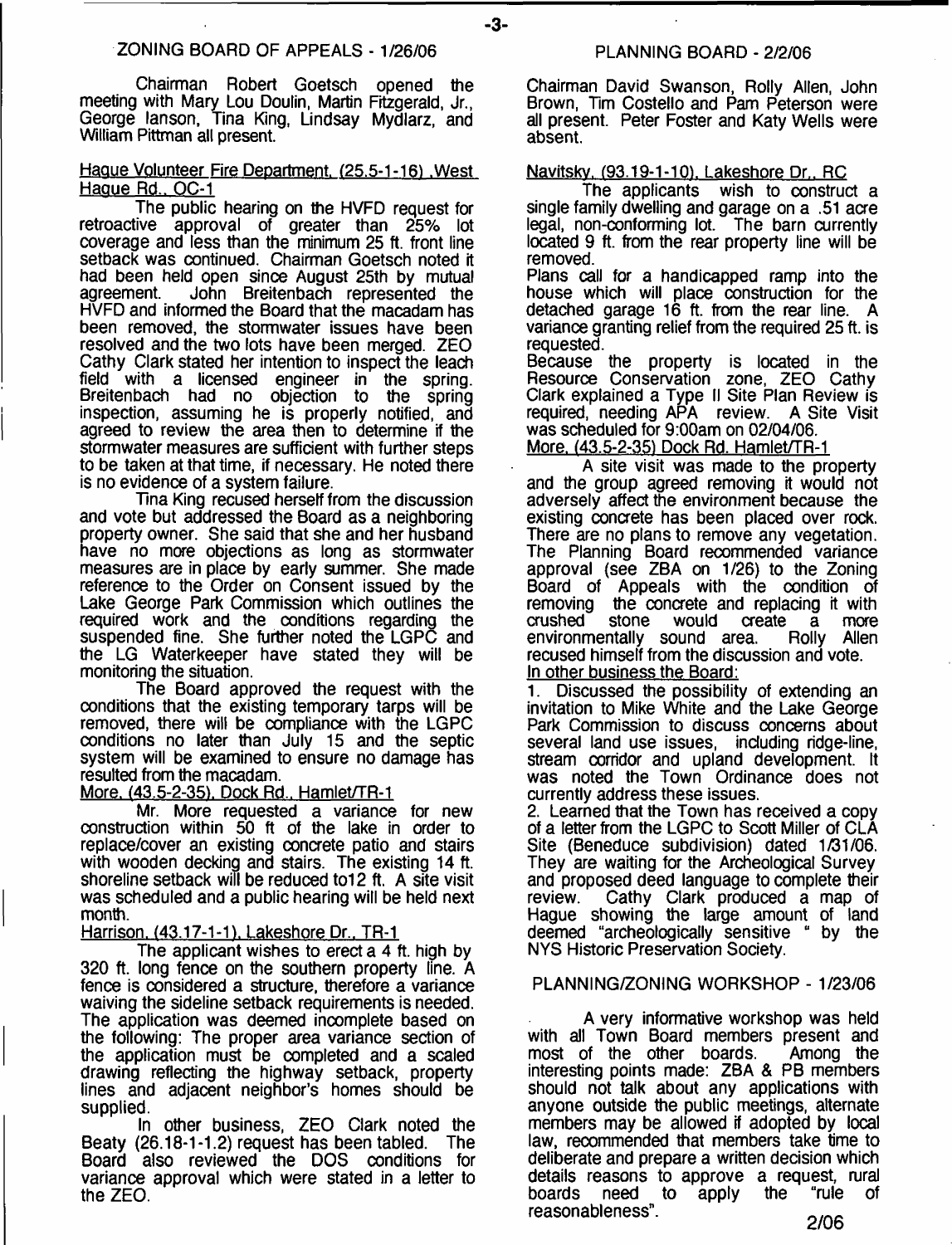## ZONING BOARD OF APPEALS - 1/26/06

Chairman Robert Goetsch opened the meeting with Mary Lou Doulin, Martin Fitzgerald, Jr., George Ianson, Tina King, Lindsay Mydlarz, and William Pittman all present.

Hague Volunteer Fire Department, (25.5-1-16), West Hague Rd., OC-1

The public hearing on the HVFD request for retroactive approval of greater than 25% lot coverage and less than the minimum 25 ft. front line setback was continued. Chairman Goetsch noted it had been held open since August 25th by mutual agreement. John Breitenbach represented the HVFD and informed the Board that the macadam has been removed, the stormwater issues have been resolved and the two lots have been merged. ZEO Cathy Clark stated her intention to inspect the leach field with a licensed engineer in the spring. Breitenbach had no objection to the spring inspection, assuming he is properly notified, and agreed to review the area then to determine if the stormwater measures are sufficient with further steps to be taken at that time, if necessary. He noted there is no evidence of a system failure.

Tina King recused herself from the discussion and vote but addressed the Board as a neighboring property owner. She said that she and her husband have no more objections as long as stormwater measures are in place by early summer. She made reference to the Order on Consent issued by the Lake George Park Commission which outlines the required work and the conditions regarding the suspended fine. She further noted the LGPC and the LG Waterkeeper have stated they will be monitoring the situation.

The Board approved the request with the conditions that the existing temporary tarps will be removed, there will be compliance with the LGPC conditions no later than July 15 and the septic system will be examined to ensure no damage has resulted from the macadam.

More, (43.5-2-35), Dock Rd., Hamlet/TR-1

Mr. More requested a variance for new construction within 50 ft of the lake in order to replace/cover an existing concrete patio and stairs with wooden decking and stairs. The existing 14 ft. shoreline setback will be reduced to12 ft. A site visit was scheduled and a public hearing will be held next month.

Harrison, (43.17-1-1), Lakeshore Dr., TR-1

The applicant wishes to erect a 4 ft. high by 320 ft. long fence on the southern property line. A fence is considered a structure, therefore a variance waiving the sideline setback requirements is needed. The application was deemed incomplete based on the following: The proper area variance section of the application must be completed and a scaled drawing reflecting the highway setback, property lines and adjacent neighbor's homes should be supplied.

In other business, ZEO Clark noted the Beaty (26.18-1-1.2) request has been tabled. The Board also reviewed the DOS conditions for variance approval which were stated in a letter to the ZEO.

## PLANNING BOARD - 2/2/06

Chairman David Swanson, Rolly Allen, John Brown, Tim Costello and Pam Peterson were all present. Peter Foster and Katy Wells were absent.

Navitsky, (93.19-1-10), Lakeshore Dr., RC

The applicants wish to construct a single family dwelling and garage on a .51 acre legal, non-conforming lot. The barn currently located 9 ft. from the rear property line will be removed.

Plans call for a handicapped ramp into the house which will place construction for the detached garage 16 ft. from the rear line. A variance granting relief from the required 25 ft. is requested.

Because the property is located in the Resource Conservation zone, ZEO Cathy Clark explained a Type II Site Plan Review is required, needing APA review. A Site Visit was scheduled for 9:00am on 02/04/06.

More, (43.5-2-35) Dock Rd. Hamlet/TR-1

A site visit was made to the property and the group agreed removing it would not adversely affect the environment because the existing concrete has been placed over rock. There are no plans to remove any vegetation. The Planning Board recommended variance approval (see ZBA on 1/26) to the Zoning Board of Appeals with the condition of removing the concrete and replacing it with crushed stone would create a more environmentally sound area. Rolly Allen recused himself from the discussion and vote.

In other business the Board:

1. Discussed the possibility of extending an invitation to Mike White and the Lake George Park Commission to discuss concerns about several land use issues, including ridge-line, stream corridor and upland development. It was noted the Town Ordinance does not currently address these issues.
2. Learned that the Town has received a copy of a letter from the LGPC to Scott Miller of CLA Site (Beneduce subdivision) dated 1/31/06. They are waiting for the Archeological Survey and proposed deed language to complete their review. Cathy Clark produced a map of Hague showing the large amount of land deemed "archeologically sensitive " by the NYS Historic Preservation Society.

## PLANNING/ZONING WORKSHOP - 1/23/06

A very informative workshop was held with all Town Board members present and most of the other boards. Among the interesting points made: ZBA & PB members should not talk about any applications with anyone outside the public meetings, alternate members may be allowed if adopted by local law, recommended that members take time to deliberate and prepare a written decision which details reasons to approve a request, rural boards need to apply the "rule of reasonableness".

2/06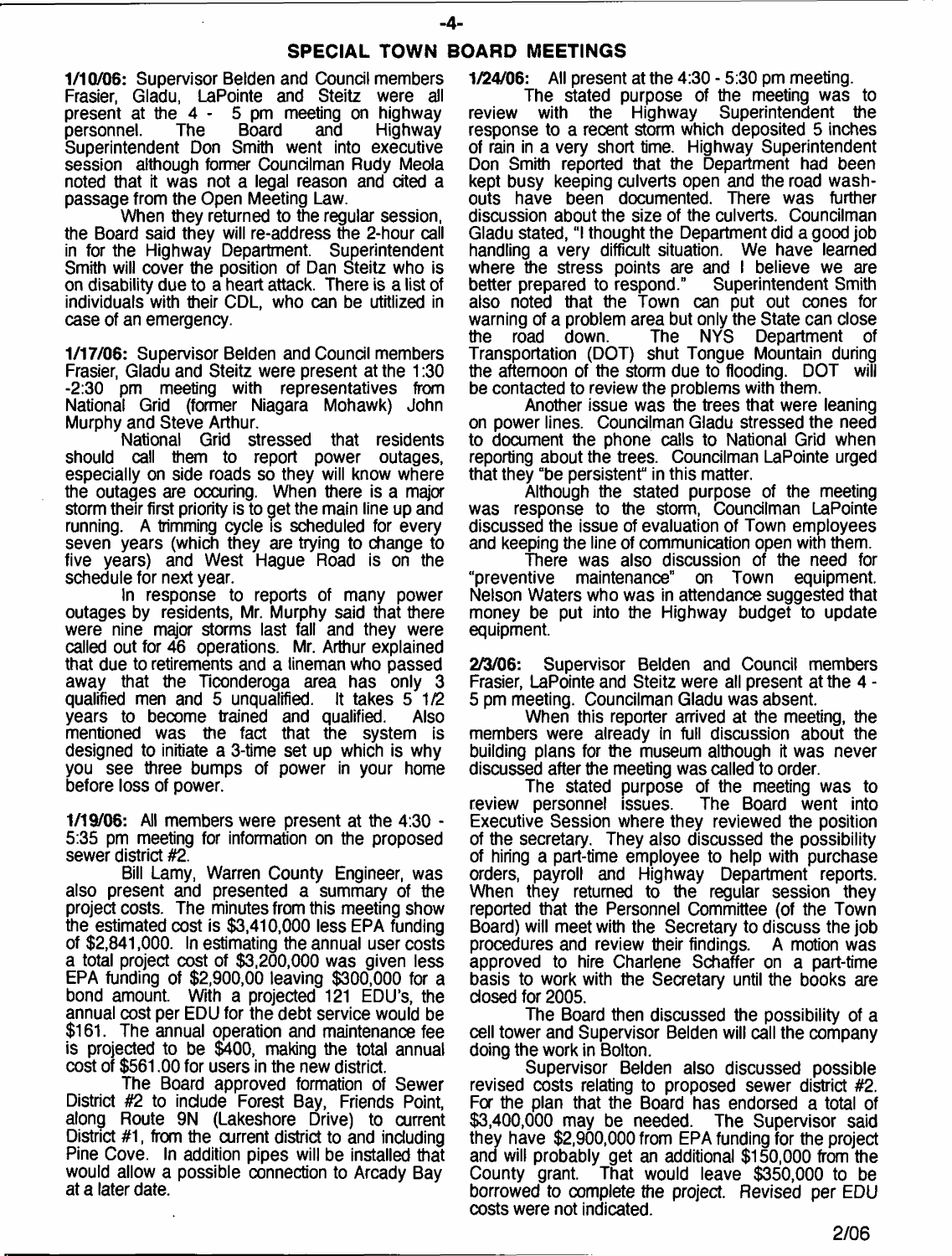## SPECIAL TOWN BOARD MEETINGS

**1/10/06:** Supervisor Belden and Council members Frasier, Gladu, LaPointe and Steitz were all present at the 4 - 5 pm meeting on highway personnel. The Board and Highway Superintendent Don Smith went into executive session although former Councilman Rudy Meola noted that it was not a legal reason and cited a passage from the Open Meeting Law.

When they returned to the regular session, the Board said they will re-address the 2-hour call in for the Highway Department. Superintendent Smith will cover the position of Dan Steitz who is on disability due to a heart attack. There is a list of individuals with their CDL, who can be utitlized in case of an emergency.

**1/17/06:** Supervisor Belden and Council members Frasier, Gladu and Steitz were present at the 1:30 -2:30 pm meeting with representatives from National Grid (former Niagara Mohawk) John Murphy and Steve Arthur.

National Grid stressed that residents should call them to report power outages, especially on side roads so they will know where the outages are occuring. When there is a major storm their first priority is to get the main line up and running. A trimming cycle is scheduled for every seven years (which they are trying to change to five years) and West Hague Road is on the schedule for next year.

In response to reports of many power outages by residents, Mr. Murphy said that there were nine major storms last fall and they were called out for 46 operations. Mr. Arthur explained that due to retirements and a lineman who passed away that the Ticonderoga area has only 3 qualified men and 5 unqualified. It takes 5 1/2 years to become trained and qualified. Also mentioned was the fact that the system is designed to initiate a 3-time set up which is why you see three bumps of power in your home before loss of power.

**1/19/06:** All members were present at the 4:30 - 5:35 pm meeting for information on the proposed sewer district #2.

Bill Lamy, Warren County Engineer, was also present and presented a summary of the project costs. The minutes from this meeting show the estimated cost is $3,410,000 less EPA funding of $2,841,000. In estimating the annual user costs a total project cost of $3,200,000 was given less EPA funding of $2,900,00 leaving $300,000 for a bond amount. With a projected 121 EDU's, the annual cost per EDU for the debt service would be $161. The annual operation and maintenance fee is projected to be $400, making the total annual cost of $561.00 for users in the new district.

The Board approved formation of Sewer District #2 to include Forest Bay, Friends Point, along Route 9N (Lakeshore Drive) to current District #1, from the current district to and including Pine Cove. In addition pipes will be installed that would allow a possible connection to Arcady Bay at a later date.

**1/24/06:** All present at the 4:30 - 5:30 pm meeting.

The stated purpose of the meeting was to review with the Highway Superintendent the response to a recent storm which deposited 5 inches of rain in a very short time. Highway Superintendent Don Smith reported that the Department had been kept busy keeping culverts open and the road wash-outs have been documented. There was further discussion about the size of the culverts. Councilman Gladu stated, "I thought the Department did a good job handling a very difficult situation. We have learned where the stress points are and I believe we are better prepared to respond." Superintendent Smith also noted that the Town can put out cones for warning of a problem area but only the State can close the road down. The NYS Department of Transportation (DOT) shut Tongue Mountain during the afternoon of the storm due to flooding. DOT will be contacted to review the problems with them.

Another issue was the trees that were leaning on power lines. Councilman Gladu stressed the need to document the phone calls to National Grid when reporting about the trees. Councilman LaPointe urged that they "be persistent" in this matter.

Although the stated purpose of the meeting was response to the storm, Councilman LaPointe discussed the issue of evaluation of Town employees and keeping the line of communication open with them.

There was also discussion of the need for "preventive maintenance" on Town equipment. Nelson Waters who was in attendance suggested that money be put into the Highway budget to update equipment.

**2/3/06:** Supervisor Belden and Council members Frasier, LaPointe and Steitz were all present at the 4 - 5 pm meeting. Councilman Gladu was absent.

When this reporter arrived at the meeting, the members were already in full discussion about the building plans for the museum although it was never discussed after the meeting was called to order.

The stated purpose of the meeting was to review personnel issues. The Board went into Executive Session where they reviewed the position of the secretary. They also discussed the possibility of hiring a part-time employee to help with purchase orders, payroll and Highway Department reports. When they returned to the regular session they reported that the Personnel Committee (of the Town Board) will meet with the Secretary to discuss the job procedures and review their findings. A motion was approved to hire Charlene Schaffer on a part-time basis to work with the Secretary until the books are closed for 2005.

The Board then discussed the possibility of a cell tower and Supervisor Belden will call the company doing the work in Bolton.

Supervisor Belden also discussed possible revised costs relating to proposed sewer district #2. For the plan that the Board has endorsed a total of $3,400,000 may be needed. The Supervisor said they have $2,900,000 from EPA funding for the project and will probably get an additional $150,000 from the County grant. That would leave $350,000 to be borrowed to complete the project. Revised per EDU costs were not indicated.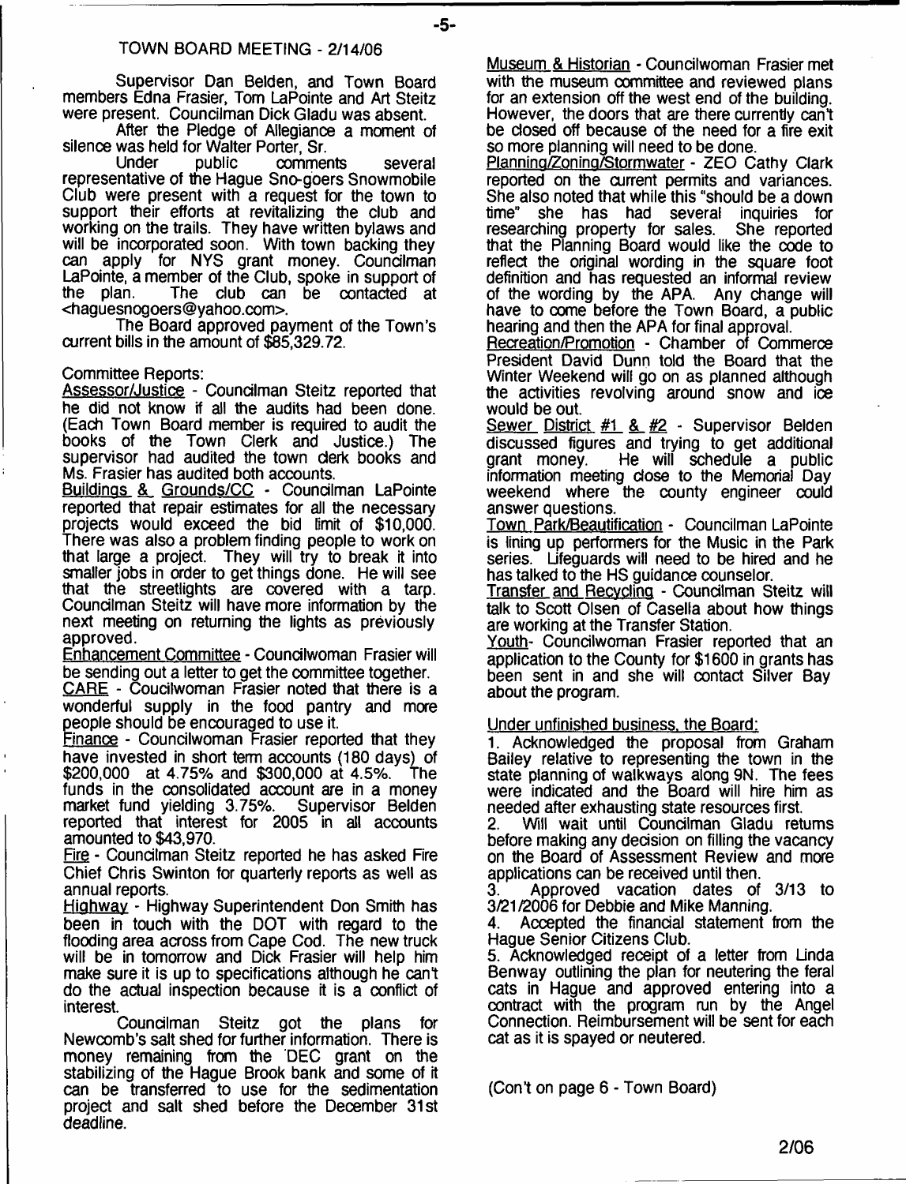## TOWN BOARD MEETING - 2/14/06

Supervisor Dan Belden, and Town Board members Edna Frasier, Tom LaPointe and Art Steitz were present. Councilman Dick Gladu was absent.

After the Pledge of Allegiance a moment of silence was held for Walter Porter, Sr.

Under public comments several representative of the Hague Sno-goers Snowmobile Club were present with a request for the town to support their efforts at revitalizing the club and working on the trails. They have written bylaws and will be incorporated soon. With town backing they can apply for NYS grant money. Councilman LaPointe, a member of the Club, spoke in support of the plan. The club can be contacted at <haguesnogoers@yahoo.com>.

The Board approved payment of the Town's current bills in the amount of $85,329.72.

Committee Reports:

Assessor/Justice - Councilman Steitz reported that he did not know if all the audits had been done. (Each Town Board member is required to audit the books of the Town Clerk and Justice.) The supervisor had audited the town clerk books and Ms. Frasier has audited both accounts.

Buildings & Grounds/CC - Councilman LaPointe reported that repair estimates for all the necessary projects would exceed the bid limit of $10,000. There was also a problem finding people to work on that large a project. They will try to break it into smaller jobs in order to get things done. He will see that the streetlights are covered with a tarp. Councilman Steitz will have more information by the next meeting on returning the lights as previously approved.

Enhancement Committee - Councilwoman Frasier will be sending out a letter to get the committee together.

CARE - Coucilwoman Frasier noted that there is a wonderful supply in the food pantry and more people should be encouraged to use it.

Finance - Councilwoman Frasier reported that they have invested in short term accounts (180 days) of $200,000 at 4.75% and $300,000 at 4.5%. The funds in the consolidated account are in a money market fund yielding 3.75%. Supervisor Belden reported that interest for 2005 in all accounts amounted to $43,970.

Fire - Councilman Steitz reported he has asked Fire Chief Chris Swinton for quarterly reports as well as annual reports.

Highway - Highway Superintendent Don Smith has been in touch with the DOT with regard to the flooding area across from Cape Cod. The new truck will be in tomorrow and Dick Frasier will help him make sure it is up to specifications although he can't do the actual inspection because it is a conflict of interest.

Councilman Steitz got the plans for Newcomb's salt shed for further information. There is money remaining from the DEC grant on the stabilizing of the Hague Brook bank and some of it can be transferred to use for the sedimentation project and salt shed before the December 31st deadline.

Museum & Historian - Councilwoman Frasier met with the museum committee and reviewed plans for an extension off the west end of the building. However, the doors that are there currently can't be closed off because of the need for a fire exit so more planning will need to be done.

Planning/Zoning/Stormwater - ZEO Cathy Clark reported on the current permits and variances. She also noted that while this "should be a down time" she has had several inquiries for researching property for sales. She reported that the Planning Board would like the code to reflect the original wording in the square foot definition and has requested an informal review of the wording by the APA. Any change will have to come before the Town Board, a public hearing and then the APA for final approval.

Recreation/Promotion - Chamber of Commerce President David Dunn told the Board that the Winter Weekend will go on as planned although the activities revolving around snow and ice would be out.

Sewer District #1 & #2 - Supervisor Belden discussed figures and trying to get additional grant money. He will schedule a public information meeting close to the Memorial Day weekend where the county engineer could answer questions.

Town Park/Beautification - Councilman LaPointe is lining up performers for the Music in the Park series. Lifeguards will need to be hired and he has talked to the HS guidance counselor.

Transfer and Recycling - Councilman Steitz will talk to Scott Olsen of Casella about how things are working at the Transfer Station.

Youth- Councilwoman Frasier reported that an application to the County for $1600 in grants has been sent in and she will contact Silver Bay about the program.

Under unfinished business, the Board:

1. Acknowledged the proposal from Graham Bailey relative to representing the town in the state planning of walkways along 9N. The fees were indicated and the Board will hire him as needed after exhausting state resources first.
2. Will wait until Councilman Gladu returns before making any decision on filling the vacancy on the Board of Assessment Review and more applications can be received until then.
3. Approved vacation dates of 3/13 to 3/21/2006 for Debbie and Mike Manning.
4. Accepted the financial statement from the Hague Senior Citizens Club.
5. Acknowledged receipt of a letter from Linda Benway outlining the plan for neutering the feral cats in Hague and approved entering into a contract with the program run by the Angel Connection. Reimbursement will be sent for each cat as it is spayed or neutered.

(Con't on page 6 - Town Board)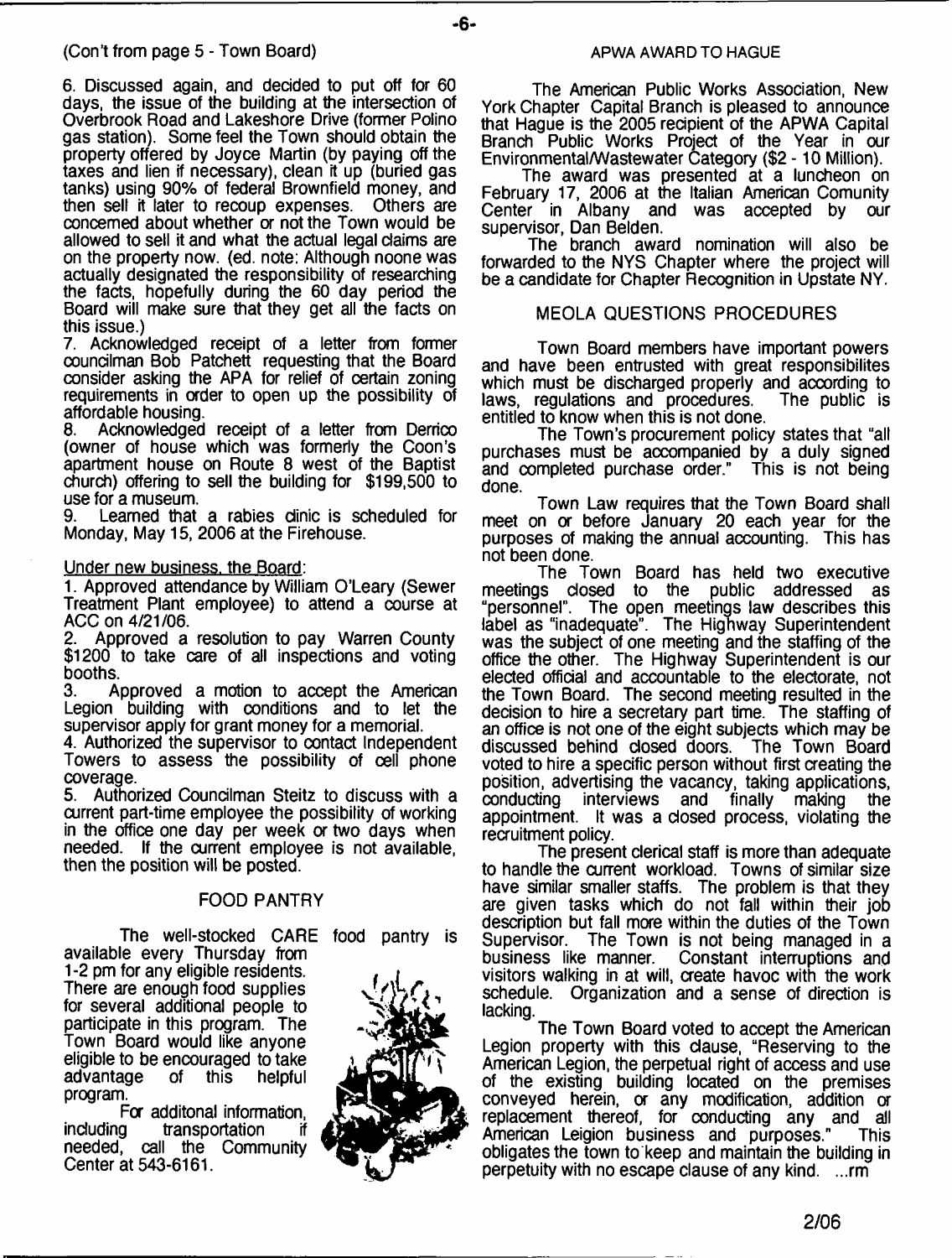(Con't from page 5 - Town Board)

6. Discussed again, and decided to put off for 60 days, the issue of the building at the intersection of Overbrook Road and Lakeshore Drive (former Polino gas station). Some feel the Town should obtain the property offered by Joyce Martin (by paying off the taxes and lien if necessary), clean it up (buried gas tanks) using 90% of federal Brownfield money, and then sell it later to recoup expenses. Others are concerned about whether or not the Town would be allowed to sell it and what the actual legal claims are on the property now. (ed. note: Although noone was actually designated the responsibility of researching the facts, hopefully during the 60 day period the Board will make sure that they get all the facts on this issue.)

7. Acknowledged receipt of a letter from former councilman Bob Patchett requesting that the Board consider asking the APA for relief of certain zoning requirements in order to open up the possibility of affordable housing.

8. Acknowledged receipt of a letter from Derrico (owner of house which was formerly the Coon's apartment house on Route 8 west of the Baptist church) offering to sell the building for $199,500 to use for a museum.

9. Learned that a rabies clinic is scheduled for Monday, May 15, 2006 at the Firehouse.

Under new business, the Board:

1. Approved attendance by William O'Leary (Sewer Treatment Plant employee) to attend a course at ACC on 4/21/06.
2. Approved a resolution to pay Warren County $1200 to take care of all inspections and voting booths.
3. Approved a motion to accept the American Legion building with conditions and to let the supervisor apply for grant money for a memorial.
4. Authorized the supervisor to contact Independent Towers to assess the possibility of cell phone coverage.
5. Authorized Councilman Steitz to discuss with a current part-time employee the possibility of working in the office one day per week or two days when needed. If the current employee is not available, then the position will be posted.

## FOOD PANTRY

The well-stocked CARE food pantry is available every Thursday from 1-2 pm for any eligible residents. There are enough food supplies for several additional people to participate in this program. The Town Board would like anyone eligible to be encouraged to take advantage of this helpful program.

For additonal information, including transportation if needed, call the Community Center at 543-6161.

## APWA AWARD TO HAGUE

The American Public Works Association, New York Chapter Capital Branch is pleased to announce that Hague is the 2005 recipient of the APWA Capital Branch Public Works Project of the Year in our Environmental/Wastewater Category ($2 - 10 Million).

The award was presented at a luncheon on February 17, 2006 at the Italian American Comunity Center in Albany and was accepted by our supervisor, Dan Belden.

The branch award nomination will also be forwarded to the NYS Chapter where the project will be a candidate for Chapter Recognition in Upstate NY.

## MEOLA QUESTIONS PROCEDURES

Town Board members have important powers and have been entrusted with great responsibilites which must be discharged properly and according to laws, regulations and procedures. The public is entitled to know when this is not done.

The Town's procurement policy states that "all purchases must be accompanied by a duly signed and completed purchase order." This is not being done.

Town Law requires that the Town Board shall meet on or before January 20 each year for the purposes of making the annual accounting. This has not been done.

The Town Board has held two executive meetings closed to the public addressed as "personnel". The open meetings law describes this label as "inadequate". The Highway Superintendent was the subject of one meeting and the staffing of the office the other. The Highway Superintendent is our elected official and accountable to the electorate, not the Town Board. The second meeting resulted in the decision to hire a secretary part time. The staffing of an office is not one of the eight subjects which may be discussed behind closed doors. The Town Board voted to hire a specific person without first creating the position, advertising the vacancy, taking applications, conducting interviews and finally making the appointment. It was a closed process, violating the recruitment policy.

The present clerical staff is more than adequate to handle the current workload. Towns of similar size have similar smaller staffs. The problem is that they are given tasks which do not fall within their job description but fall more within the duties of the Town Supervisor. The Town is not being managed in a business like manner. Constant interruptions and visitors walking in at will, create havoc with the work schedule. Organization and a sense of direction is lacking.

The Town Board voted to accept the American Legion property with this clause, "Reserving to the American Legion, the perpetual right of access and use of the existing building located on the premises conveyed herein, or any modification, addition or replacement thereof, for conducting any and all American Leigion business and purposes." This obligates the town to keep and maintain the building in perpetuity with no escape clause of any kind. ...rm

2/06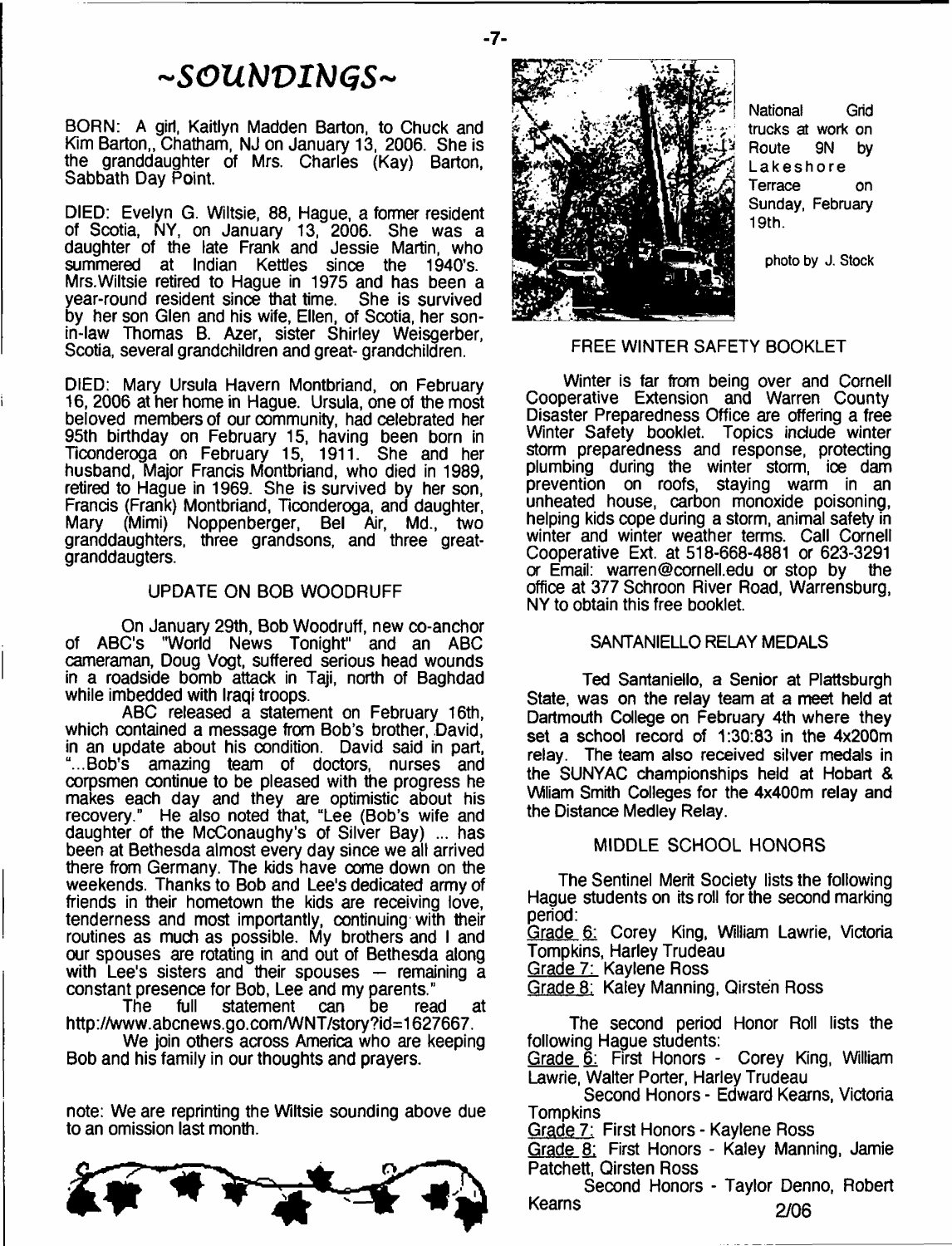# ~SOUNDINGS~

BORN: A girl, Kaitlyn Madden Barton, to Chuck and Kim Barton,, Chatham, NJ on January 13, 2006. She is the granddaughter of Mrs. Charles (Kay) Barton, Sabbath Day Point.

DIED: Evelyn G. Wiltsie, 88, Hague, a former resident of Scotia, NY, on January 13, 2006. She was a daughter of the late Frank and Jessie Martin, who summered at Indian Kettles since the 1940's. Mrs.Wiltsie retired to Hague in 1975 and has been a year-round resident since that time. She is survived by her son Glen and his wife, Ellen, of Scotia, her son-in-law Thomas B. Azer, sister Shirley Weisgerber, Scotia, several grandchildren and great- grandchildren.

DIED: Mary Ursula Havern Montbriand, on February 16, 2006 at her home in Hague. Ursula, one of the most beloved members of our community, had celebrated her 95th birthday on February 15, having been born in Ticonderoga on February 15, 1911. She and her husband, Major Francis Montbriand, who died in 1989, retired to Hague in 1969. She is survived by her son, Francis (Frank) Montbriand, Ticonderoga, and daughter, Mary (Mimi) Noppenberger, Bel Air, Md., two granddaughters, three grandsons, and three great-granddaugters.

## UPDATE ON BOB WOODRUFF

On January 29th, Bob Woodruff, new co-anchor of ABC's "World News Tonight" and an ABC cameraman, Doug Vogt, suffered serious head wounds in a roadside bomb attack in Taji, north of Baghdad while imbedded with Iraqi troops.

ABC released a statement on February 16th, which contained a message from Bob's brother, David, in an update about his condition. David said in part, "...Bob's amazing team of doctors, nurses and corpsmen continue to be pleased with the progress he makes each day and they are optimistic about his recovery." He also noted that, "Lee (Bob's wife and daughter of the McConaughy's of Silver Bay) ... has been at Bethesda almost every day since we all arrived there from Germany. The kids have come down on the weekends. Thanks to Bob and Lee's dedicated army of friends in their hometown the kids are receiving love, tenderness and most importantly, continuing with their routines as much as possible. My brothers and I and our spouses are rotating in and out of Bethesda along with Lee's sisters and their spouses — remaining a constant presence for Bob, Lee and my parents."

The full statement can be read at http://www.abcnews.go.com/WNT/story?id=1627667.

We join others across America who are keeping Bob and his family in our thoughts and prayers.

note: We are reprinting the Wiltsie sounding above due to an omission last month.

National Grid trucks at work on Route 9N by Lakeshore Terrace on Sunday, February 19th.

photo by J. Stock

## FREE WINTER SAFETY BOOKLET

Winter is far from being over and Cornell Cooperative Extension and Warren County Disaster Preparedness Office are offering a free Winter Safety booklet. Topics include winter storm preparedness and response, protecting plumbing during the winter storm, ice dam prevention on roofs, staying warm in an unheated house, carbon monoxide poisoning, helping kids cope during a storm, animal safety in winter and winter weather terms. Call Cornell Cooperative Ext. at 518-668-4881 or 623-3291 or Email: warren@cornell.edu or stop by the office at 377 Schroon River Road, Warrensburg, NY to obtain this free booklet.

## SANTANIELLO RELAY MEDALS

Ted Santaniello, a Senior at Plattsburgh State, was on the relay team at a meet held at Dartmouth College on February 4th where they set a school record of 1:30:83 in the 4x200m relay. The team also received silver medals in the SUNYAC championships held at Hobart & Wiliam Smith Colleges for the 4x400m relay and the Distance Medley Relay.

## MIDDLE SCHOOL HONORS

The Sentinel Merit Society lists the following Hague students on its roll for the second marking period:

Grade 6: Corey King, William Lawrie, Victoria Tompkins, Harley Trudeau

Grade 7: Kaylene Ross

Grade 8: Kaley Manning, Qirsten Ross

The second period Honor Roll lists the following Hague students:

Grade 6: First Honors - Corey King, William Lawrie, Walter Porter, Harley Trudeau

Second Honors - Edward Kearns, Victoria Tompkins

Grade 7: First Honors - Kaylene Ross

Grade 8: First Honors - Kaley Manning, Jamie Patchett, Qirsten Ross

Second Honors - Taylor Denno, Robert Kearns

2/06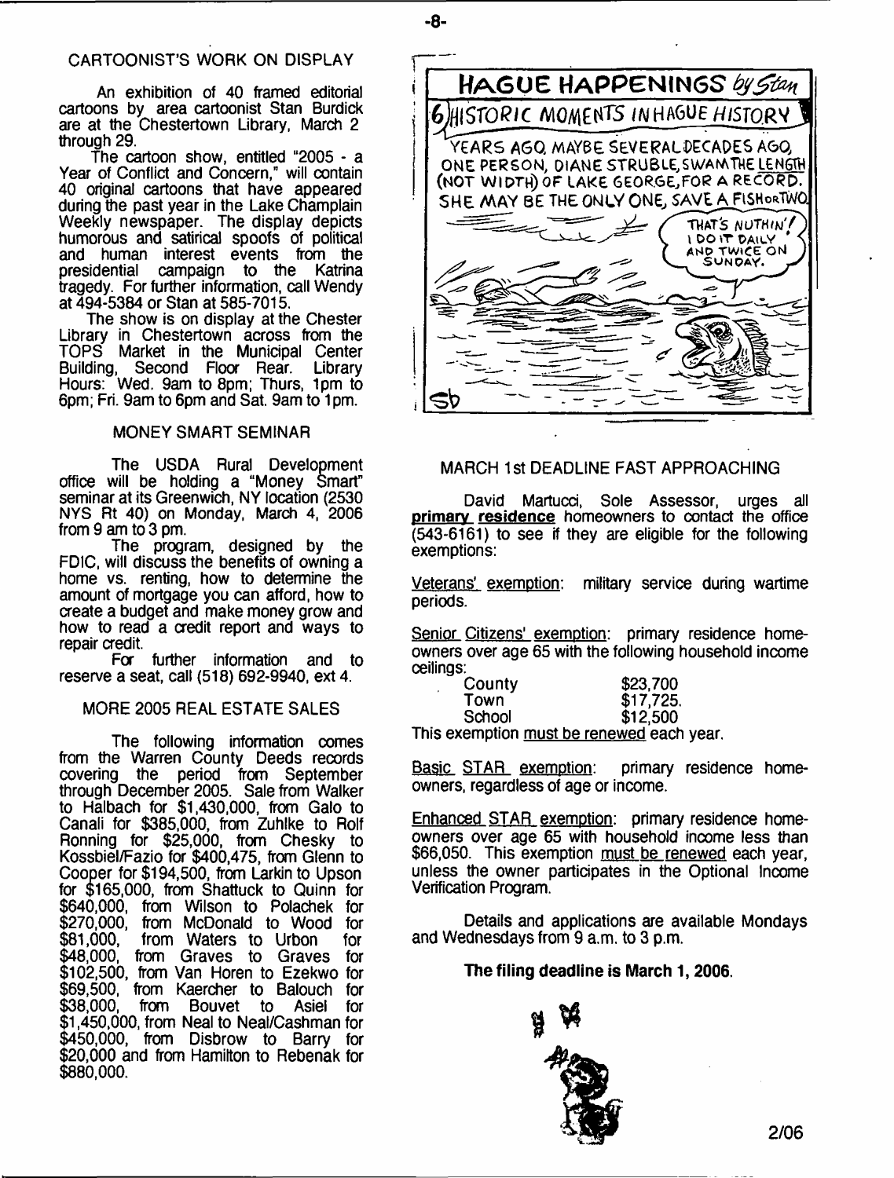## CARTOONIST'S WORK ON DISPLAY

An exhibition of 40 framed editorial cartoons by area cartoonist Stan Burdick are at the Chestertown Library, March 2 through 29.

The cartoon show, entitled "2005 - a Year of Conflict and Concern," will contain 40 original cartoons that have appeared during the past year in the Lake Champlain Weekly newspaper. The display depicts humorous and satirical spoofs of political and human interest events from the presidential campaign to the Katrina tragedy. For further information, call Wendy at 494-5384 or Stan at 585-7015.

The show is on display at the Chester Library in Chestertown across from the TOPS Market in the Municipal Center Building, Second Floor Rear. Library Hours: Wed. 9am to 8pm; Thurs, 1pm to 6pm; Fri. 9am to 6pm and Sat. 9am to 1pm.

## MONEY SMART SEMINAR

The USDA Rural Development office will be holding a "Money Smart" seminar at its Greenwich, NY location (2530 NYS Rt 40) on Monday, March 4, 2006 from 9 am to 3 pm.

The program, designed by the FDIC, will discuss the benefits of owning a home vs. renting, how to determine the amount of mortgage you can afford, how to create a budget and make money grow and how to read a credit report and ways to repair credit.

For further information and to reserve a seat, call (518) 692-9940, ext 4.

## MORE 2005 REAL ESTATE SALES

The following information comes from the Warren County Deeds records covering the period from September through December 2005. Sale from Walker to Halbach for $1,430,000, from Galo to Canali for $385,000, from Zuhlke to Rolf Ronning for $25,000, from Chesky to Kossbiel/Fazio for $400,475, from Glenn to Cooper for $194,500, from Larkin to Upson for $165,000, from Shattuck to Quinn for $640,000, from Wilson to Polachek for $270,000, from McDonald to Wood for $81,000, from Waters to Urbon for $48,000, from Graves to Graves for $102,500, from Van Horen to Ezekwo for $69,500, from Kaercher to Balouch for $38,000, from Bouvet to Asiel for $1,450,000, from Neal to Neal/Cashman for $450,000, from Disbrow to Barry for $20,000 and from Hamilton to Rebenak for $880,000.

HAGUE HAPPENINGS by Stan

6) HISTORIC MOMENTS IN HAGUE HISTORY

YEARS AGO, MAYBE SEVERAL DECADES AGO, ONE PERSON, DIANE STRUBLE, SWAM THE LENGTH (NOT WIDTH) OF LAKE GEORGE, FOR A RECORD. SHE MAY BE THE ONLY ONE, SAVE A FISH OR TWO.

THAT'S NUTHIN'! I DO IT DAILY AND TWICE ON SUNDAY.

## MARCH 1st DEADLINE FAST APPROACHING

David Martucci, Sole Assessor, urges all **primary residence** homeowners to contact the office (543-6161) to see if they are eligible for the following exemptions:

Veterans' exemption: military service during wartime periods.

Senior Citizens' exemption: primary residence homeowners over age 65 with the following household income ceilings:

| | |
|---|---|
| County | $23,700 |
| Town | $17,725. |
| School | $12,500 |

This exemption must be renewed each year.

Basic STAR exemption: primary residence homeowners, regardless of age or income.

Enhanced STAR exemption: primary residence homeowners over age 65 with household income less than $66,050. This exemption must be renewed each year, unless the owner participates in the Optional Income Verification Program.

Details and applications are available Mondays and Wednesdays from 9 a.m. to 3 p.m.

**The filing deadline is March 1, 2006.**

2/06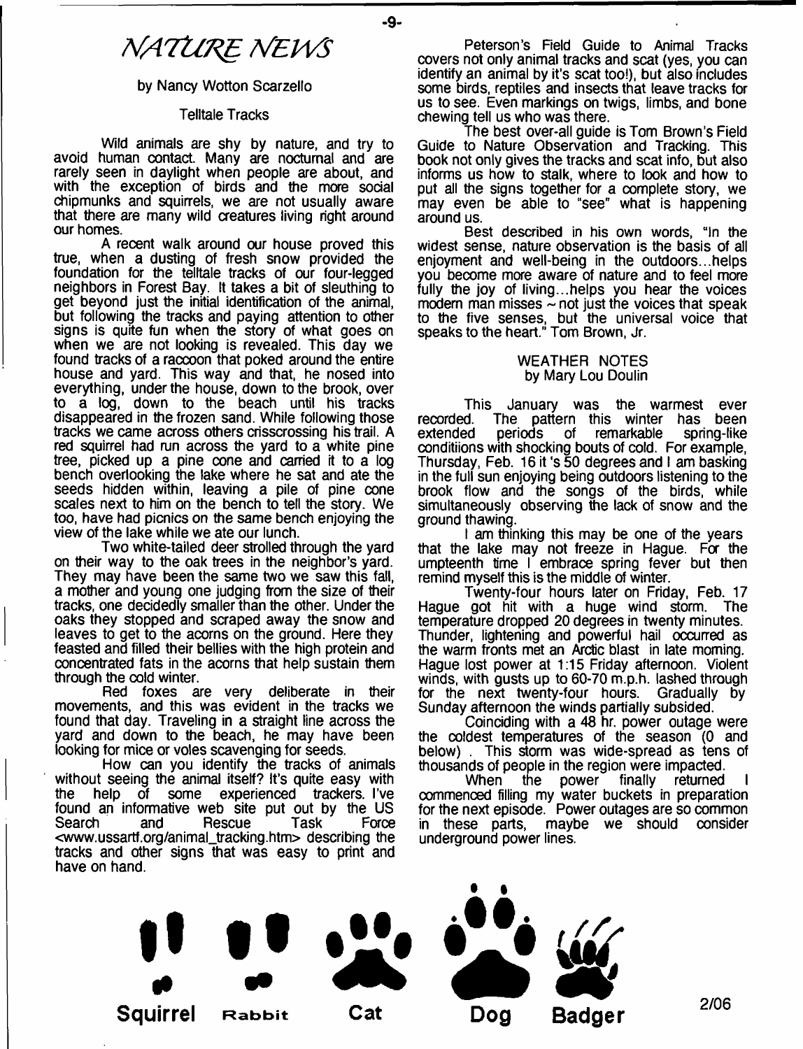# NATURE NEWS

by Nancy Wotton Scarzello

### Telltale Tracks

Wild animals are shy by nature, and try to avoid human contact. Many are nocturnal and are rarely seen in daylight when people are about, and with the exception of birds and the more social chipmunks and squirrels, we are not usually aware that there are many wild creatures living right around our homes.

A recent walk around our house proved this true, when a dusting of fresh snow provided the foundation for the telltale tracks of our four-legged neighbors in Forest Bay. It takes a bit of sleuthing to get beyond just the initial identification of the animal, but following the tracks and paying attention to other signs is quite fun when the story of what goes on when we are not looking is revealed. This day we found tracks of a raccoon that poked around the entire house and yard. This way and that, he nosed into everything, under the house, down to the brook, over to a log, down to the beach until his tracks disappeared in the frozen sand. While following those tracks we came across others crisscrossing his trail. A red squirrel had run across the yard to a white pine tree, picked up a pine cone and carried it to a log bench overlooking the lake where he sat and ate the seeds hidden within, leaving a pile of pine cone scales next to him on the bench to tell the story. We too, have had picnics on the same bench enjoying the view of the lake while we ate our lunch.

Two white-tailed deer strolled through the yard on their way to the oak trees in the neighbor's yard. They may have been the same two we saw this fall, a mother and young one judging from the size of their tracks, one decidedly smaller than the other. Under the oaks they stopped and scraped away the snow and leaves to get to the acorns on the ground. Here they feasted and filled their bellies with the high protein and concentrated fats in the acorns that help sustain them through the cold winter.

Red foxes are very deliberate in their movements, and this was evident in the tracks we found that day. Traveling in a straight line across the yard and down to the beach, he may have been looking for mice or voles scavenging for seeds.

How can you identify the tracks of animals without seeing the animal itself? It's quite easy with the help of some experienced trackers. I've found an informative web site put out by the US Search and Rescue Task Force <www.ussartf.org/animal_tracking.htm> describing the tracks and other signs that was easy to print and have on hand.

Peterson's Field Guide to Animal Tracks covers not only animal tracks and scat (yes, you can identify an animal by it's scat too!), but also includes some birds, reptiles and insects that leave tracks for us to see. Even markings on twigs, limbs, and bone chewing tell us who was there.

The best over-all guide is Tom Brown's Field Guide to Nature Observation and Tracking. This book not only gives the tracks and scat info, but also informs us how to stalk, where to look and how to put all the signs together for a complete story, we may even be able to "see" what is happening around us.

Best described in his own words, "In the widest sense, nature observation is the basis of all enjoyment and well-being in the outdoors...helps you become more aware of nature and to feel more fully the joy of living...helps you hear the voices modern man misses ~ not just the voices that speak to the five senses, but the universal voice that speaks to the heart." Tom Brown, Jr.

## WEATHER NOTES

by Mary Lou Doulin

This January was the warmest ever recorded. The pattern this winter has been extended periods of remarkable spring-like conditiions with shocking bouts of cold. For example, Thursday, Feb. 16 it 's 50 degrees and I am basking in the full sun enjoying being outdoors listening to the brook flow and the songs of the birds, while simultaneously observing the lack of snow and the ground thawing.

I am thinking this may be one of the years that the lake may not freeze in Hague. For the umpteenth time I embrace spring fever but then remind myself this is the middle of winter.

Twenty-four hours later on Friday, Feb. 17 Hague got hit with a huge wind storm. The temperature dropped 20 degrees in twenty minutes. Thunder, lightening and powerful hail occurred as the warm fronts met an Arctic blast in late morning. Hague lost power at 1:15 Friday afternoon. Violent winds, with gusts up to 60-70 m.p.h. lashed through for the next twenty-four hours. Gradually by Sunday afternoon the winds partially subsided.

Coinciding with a 48 hr. power outage were the coldest temperatures of the season (0 and below) . This storm was wide-spread as tens of thousands of people in the region were impacted.

When the power finally returned I commenced filling my water buckets in preparation for the next episode. Power outages are so common in these parts, maybe we should consider underground power lines.

Squirrel Rabbit Cat Dog Badger

2/06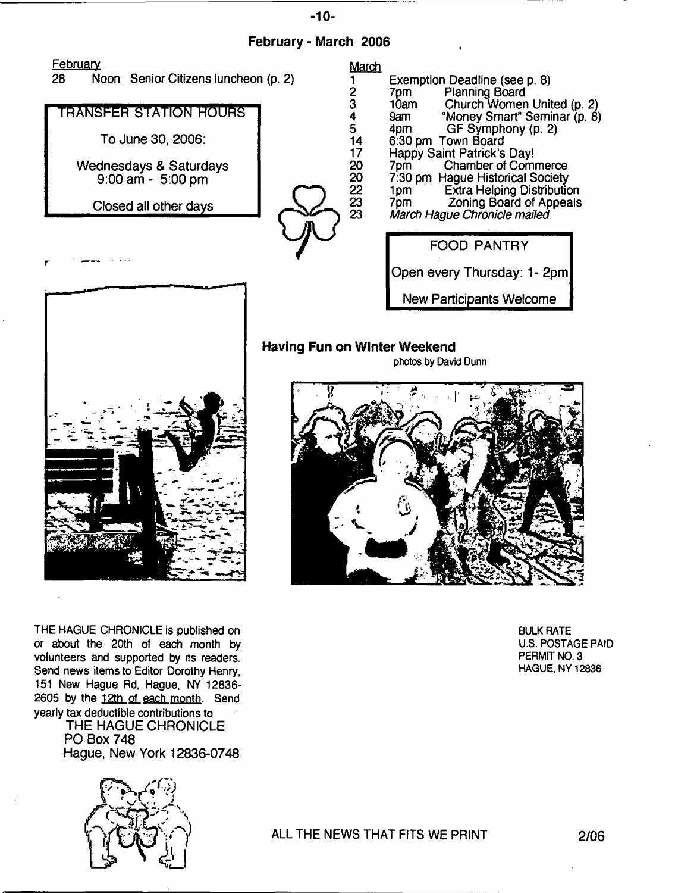## February - March 2006

**February**

28 Noon Senior Citizens luncheon (p. 2)

**TRANSFER STATION HOURS**

To June 30, 2006:

Wednesdays & Saturdays
9:00 am - 5:00 pm

Closed all other days

**March**

| | | |
|---|---|---|
| 1 | | Exemption Deadline (see p. 8) |
| 2 | 7pm | Planning Board |
| 3 | 10am | Church Women United (p. 2) |
| 4 | 9am | "Money Smart" Seminar (p. 8) |
| 5 | 4pm | GF Symphony (p. 2) |
| 14 | 6:30 pm | Town Board |
| 17 | | Happy Saint Patrick's Day! |
| 20 | 7pm | Chamber of Commerce |
| 20 | 7:30 pm | Hague Historical Society |
| 22 | 1pm | Extra Helping Distribution |
| 23 | 7pm | Zoning Board of Appeals |
| 23 | | *March Hague Chronicle mailed* |

**FOOD PANTRY**

Open every Thursday: 1- 2pm

New Participants Welcome

### Having Fun on Winter Weekend

photos by David Dunn

THE HAGUE CHRONICLE is published on or about the 20th of each month by volunteers and supported by its readers. Send news items to Editor Dorothy Henry, 151 New Hague Rd, Hague, NY 12836-2605 by the 12th of each month. Send yearly tax deductible contributions to

THE HAGUE CHRONICLE
PO Box 748
Hague, New York 12836-0748

BULK RATE
U.S. POSTAGE PAID
PERMIT NO. 3
HAGUE, NY 12836

ALL THE NEWS THAT FITS WE PRINT 2/06